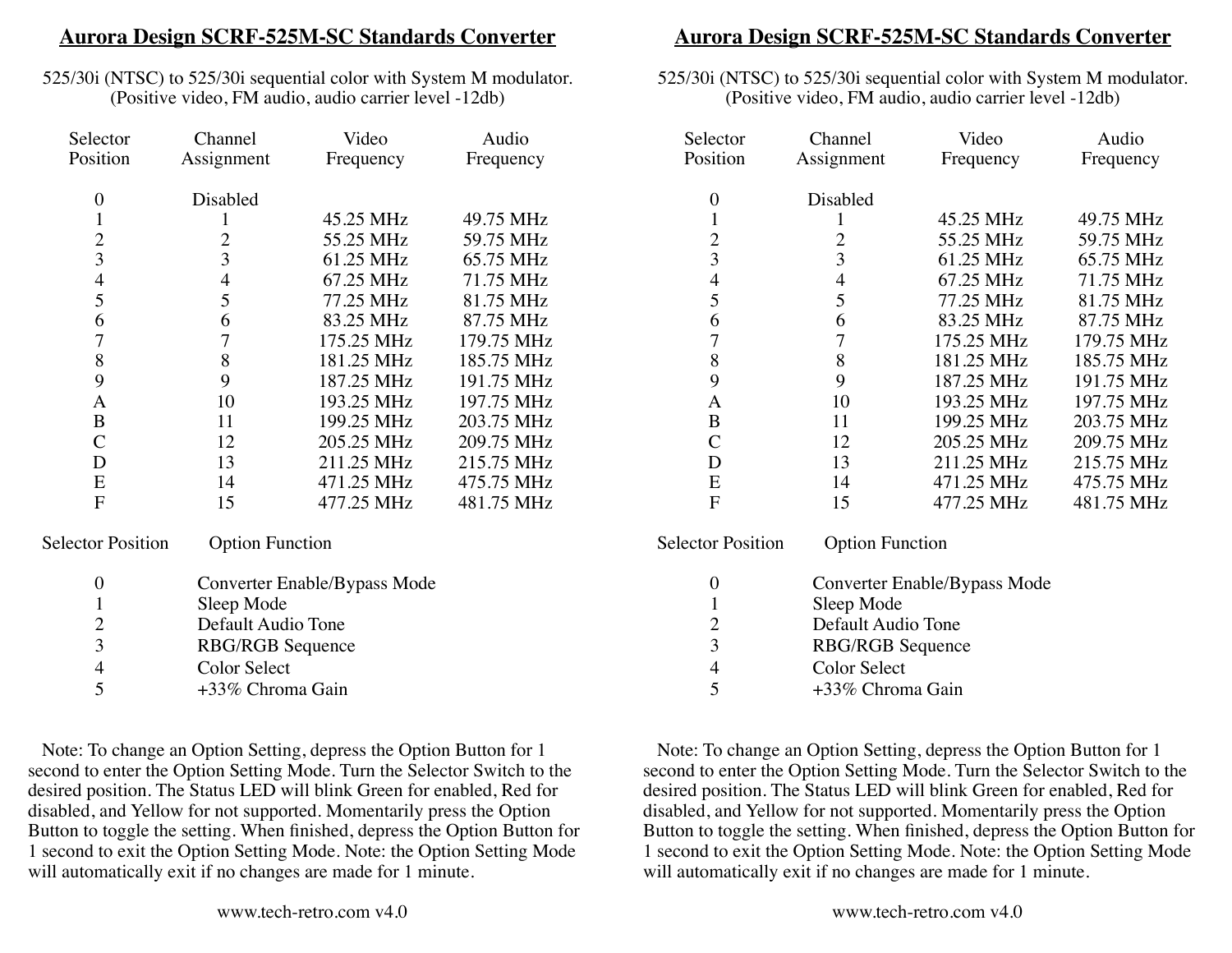## Aurora Design SCRF-525M-SC Standards Converter

525/30i (NTSC) to 525/30i sequential color with System M modulator.
(Positive video, FM audio, audio carrier level -12db)

| Selector Position | Channel Assignment | Video Frequency | Audio Frequency |
|---|---|---|---|
| 0 | Disabled | | |
| 1 | 1 | 45.25 MHz | 49.75 MHz |
| 2 | 2 | 55.25 MHz | 59.75 MHz |
| 3 | 3 | 61.25 MHz | 65.75 MHz |
| 4 | 4 | 67.25 MHz | 71.75 MHz |
| 5 | 5 | 77.25 MHz | 81.75 MHz |
| 6 | 6 | 83.25 MHz | 87.75 MHz |
| 7 | 7 | 175.25 MHz | 179.75 MHz |
| 8 | 8 | 181.25 MHz | 185.75 MHz |
| 9 | 9 | 187.25 MHz | 191.75 MHz |
| A | 10 | 193.25 MHz | 197.75 MHz |
| B | 11 | 199.25 MHz | 203.75 MHz |
| C | 12 | 205.25 MHz | 209.75 MHz |
| D | 13 | 211.25 MHz | 215.75 MHz |
| E | 14 | 471.25 MHz | 475.75 MHz |
| F | 15 | 477.25 MHz | 481.75 MHz |

| Selector Position | Option Function |
|---|---|
| 0 | Converter Enable/Bypass Mode |
| 1 | Sleep Mode |
| 2 | Default Audio Tone |
| 3 | RBG/RGB Sequence |
| 4 | Color Select |
| 5 | +33% Chroma Gain |

Note: To change an Option Setting, depress the Option Button for 1 second to enter the Option Setting Mode. Turn the Selector Switch to the desired position. The Status LED will blink Green for enabled, Red for disabled, and Yellow for not supported. Momentarily press the Option Button to toggle the setting. When finished, depress the Option Button for 1 second to exit the Option Setting Mode. Note: the Option Setting Mode will automatically exit if no changes are made for 1 minute.

www.tech-retro.com v4.0

## Aurora Design SCRF-525M-SC Standards Converter

525/30i (NTSC) to 525/30i sequential color with System M modulator.
(Positive video, FM audio, audio carrier level -12db)

| Selector Position | Channel Assignment | Video Frequency | Audio Frequency |
|---|---|---|---|
| 0 | Disabled | | |
| 1 | 1 | 45.25 MHz | 49.75 MHz |
| 2 | 2 | 55.25 MHz | 59.75 MHz |
| 3 | 3 | 61.25 MHz | 65.75 MHz |
| 4 | 4 | 67.25 MHz | 71.75 MHz |
| 5 | 5 | 77.25 MHz | 81.75 MHz |
| 6 | 6 | 83.25 MHz | 87.75 MHz |
| 7 | 7 | 175.25 MHz | 179.75 MHz |
| 8 | 8 | 181.25 MHz | 185.75 MHz |
| 9 | 9 | 187.25 MHz | 191.75 MHz |
| A | 10 | 193.25 MHz | 197.75 MHz |
| B | 11 | 199.25 MHz | 203.75 MHz |
| C | 12 | 205.25 MHz | 209.75 MHz |
| D | 13 | 211.25 MHz | 215.75 MHz |
| E | 14 | 471.25 MHz | 475.75 MHz |
| F | 15 | 477.25 MHz | 481.75 MHz |

| Selector Position | Option Function |
|---|---|
| 0 | Converter Enable/Bypass Mode |
| 1 | Sleep Mode |
| 2 | Default Audio Tone |
| 3 | RBG/RGB Sequence |
| 4 | Color Select |
| 5 | +33% Chroma Gain |

Note: To change an Option Setting, depress the Option Button for 1 second to enter the Option Setting Mode. Turn the Selector Switch to the desired position. The Status LED will blink Green for enabled, Red for disabled, and Yellow for not supported. Momentarily press the Option Button to toggle the setting. When finished, depress the Option Button for 1 second to exit the Option Setting Mode. Note: the Option Setting Mode will automatically exit if no changes are made for 1 minute.

www.tech-retro.com v4.0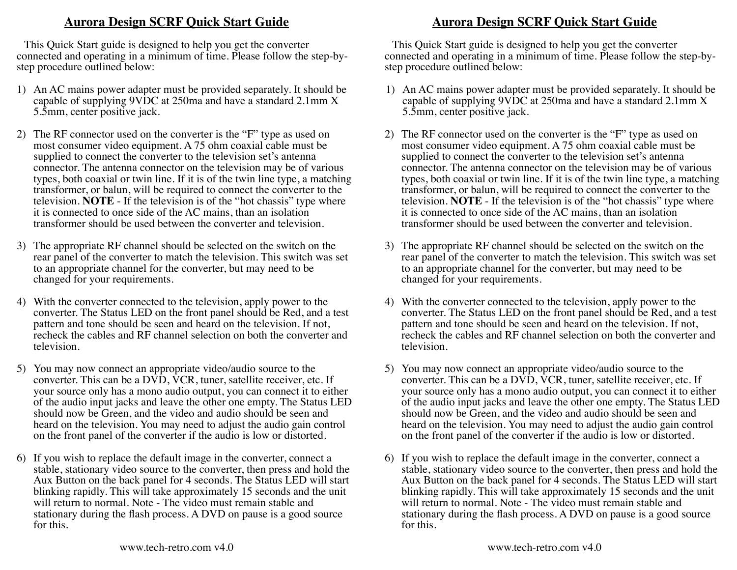# Aurora Design SCRF Quick Start Guide

This Quick Start guide is designed to help you get the converter connected and operating in a minimum of time. Please follow the step-by-step procedure outlined below:

1) An AC mains power adapter must be provided separately. It should be capable of supplying 9VDC at 250ma and have a standard 2.1mm X 5.5mm, center positive jack.

2) The RF connector used on the converter is the “F” type as used on most consumer video equipment. A 75 ohm coaxial cable must be supplied to connect the converter to the television set’s antenna connector. The antenna connector on the television may be of various types, both coaxial or twin line. If it is of the twin line type, a matching transformer, or balun, will be required to connect the converter to the television. **NOTE** - If the television is of the “hot chassis” type where it is connected to once side of the AC mains, than an isolation transformer should be used between the converter and television.

3) The appropriate RF channel should be selected on the switch on the rear panel of the converter to match the television. This switch was set to an appropriate channel for the converter, but may need to be changed for your requirements.

4) With the converter connected to the television, apply power to the converter. The Status LED on the front panel should be Red, and a test pattern and tone should be seen and heard on the television. If not, recheck the cables and RF channel selection on both the converter and television.

5) You may now connect an appropriate video/audio source to the converter. This can be a DVD, VCR, tuner, satellite receiver, etc. If your source only has a mono audio output, you can connect it to either of the audio input jacks and leave the other one empty. The Status LED should now be Green, and the video and audio should be seen and heard on the television. You may need to adjust the audio gain control on the front panel of the converter if the audio is low or distorted.

6) If you wish to replace the default image in the converter, connect a stable, stationary video source to the converter, then press and hold the Aux Button on the back panel for 4 seconds. The Status LED will start blinking rapidly. This will take approximately 15 seconds and the unit will return to normal. Note - The video must remain stable and stationary during the flash process. A DVD on pause is a good source for this.

www.tech-retro.com v4.0

# Aurora Design SCRF Quick Start Guide

This Quick Start guide is designed to help you get the converter connected and operating in a minimum of time. Please follow the step-by-step procedure outlined below:

1) An AC mains power adapter must be provided separately. It should be capable of supplying 9VDC at 250ma and have a standard 2.1mm X 5.5mm, center positive jack.

2) The RF connector used on the converter is the “F” type as used on most consumer video equipment. A 75 ohm coaxial cable must be supplied to connect the converter to the television set’s antenna connector. The antenna connector on the television may be of various types, both coaxial or twin line. If it is of the twin line type, a matching transformer, or balun, will be required to connect the converter to the television. **NOTE** - If the television is of the “hot chassis” type where it is connected to once side of the AC mains, than an isolation transformer should be used between the converter and television.

3) The appropriate RF channel should be selected on the switch on the rear panel of the converter to match the television. This switch was set to an appropriate channel for the converter, but may need to be changed for your requirements.

4) With the converter connected to the television, apply power to the converter. The Status LED on the front panel should be Red, and a test pattern and tone should be seen and heard on the television. If not, recheck the cables and RF channel selection on both the converter and television.

5) You may now connect an appropriate video/audio source to the converter. This can be a DVD, VCR, tuner, satellite receiver, etc. If your source only has a mono audio output, you can connect it to either of the audio input jacks and leave the other one empty. The Status LED should now be Green, and the video and audio should be seen and heard on the television. You may need to adjust the audio gain control on the front panel of the converter if the audio is low or distorted.

6) If you wish to replace the default image in the converter, connect a stable, stationary video source to the converter, then press and hold the Aux Button on the back panel for 4 seconds. The Status LED will start blinking rapidly. This will take approximately 15 seconds and the unit will return to normal. Note - The video must remain stable and stationary during the flash process. A DVD on pause is a good source for this.

www.tech-retro.com v4.0